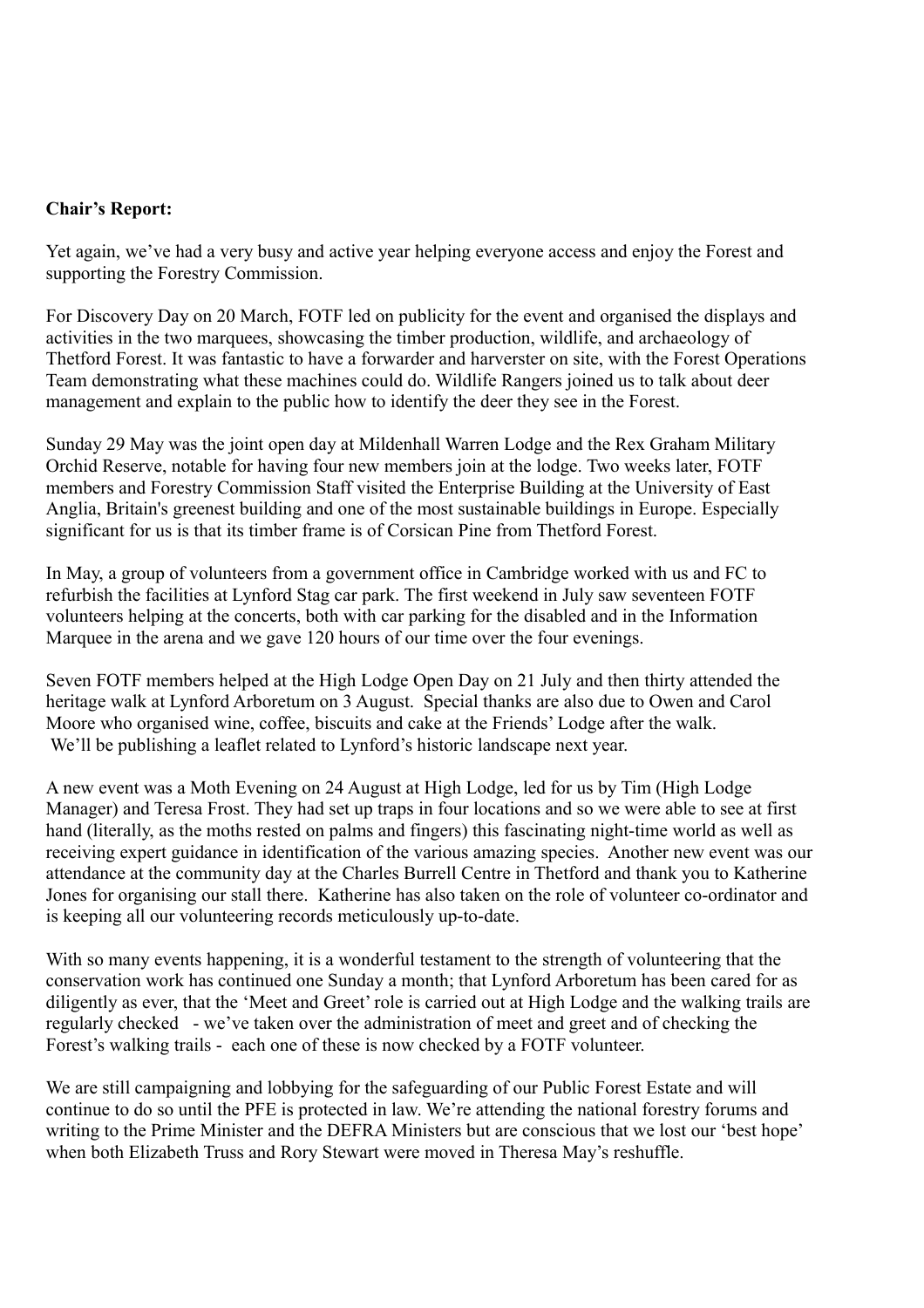**Chair's Report:**

Yet again, we've had a very busy and active year helping everyone access and enjoy the Forest and supporting the Forestry Commission.

For Discovery Day on 20 March, FOTF led on publicity for the event and organised the displays and activities in the two marquees, showcasing the timber production, wildlife, and archaeology of Thetford Forest. It was fantastic to have a forwarder and harverster on site, with the Forest Operations Team demonstrating what these machines could do. Wildlife Rangers joined us to talk about deer management and explain to the public how to identify the deer they see in the Forest.

Sunday 29 May was the joint open day at Mildenhall Warren Lodge and the Rex Graham Military Orchid Reserve, notable for having four new members join at the lodge. Two weeks later, FOTF members and Forestry Commission Staff visited the Enterprise Building at the University of East Anglia, Britain's greenest building and one of the most sustainable buildings in Europe. Especially significant for us is that its timber frame is of Corsican Pine from Thetford Forest.

In May, a group of volunteers from a government office in Cambridge worked with us and FC to refurbish the facilities at Lynford Stag car park. The first weekend in July saw seventeen FOTF volunteers helping at the concerts, both with car parking for the disabled and in the Information Marquee in the arena and we gave 120 hours of our time over the four evenings.

Seven FOTF members helped at the High Lodge Open Day on 21 July and then thirty attended the heritage walk at Lynford Arboretum on 3 August. Special thanks are also due to Owen and Carol Moore who organised wine, coffee, biscuits and cake at the Friends' Lodge after the walk. We'll be publishing a leaflet related to Lynford's historic landscape next year.

A new event was a Moth Evening on 24 August at High Lodge, led for us by Tim (High Lodge Manager) and Teresa Frost. They had set up traps in four locations and so we were able to see at first hand (literally, as the moths rested on palms and fingers) this fascinating night-time world as well as receiving expert guidance in identification of the various amazing species. Another new event was our attendance at the community day at the Charles Burrell Centre in Thetford and thank you to Katherine Jones for organising our stall there. Katherine has also taken on the role of volunteer co-ordinator and is keeping all our volunteering records meticulously up-to-date.

With so many events happening, it is a wonderful testament to the strength of volunteering that the conservation work has continued one Sunday a month; that Lynford Arboretum has been cared for as diligently as ever, that the 'Meet and Greet' role is carried out at High Lodge and the walking trails are regularly checked - we've taken over the administration of meet and greet and of checking the Forest's walking trails - each one of these is now checked by a FOTF volunteer.

We are still campaigning and lobbying for the safeguarding of our Public Forest Estate and will continue to do so until the PFE is protected in law. We're attending the national forestry forums and writing to the Prime Minister and the DEFRA Ministers but are conscious that we lost our 'best hope' when both Elizabeth Truss and Rory Stewart were moved in Theresa May's reshuffle.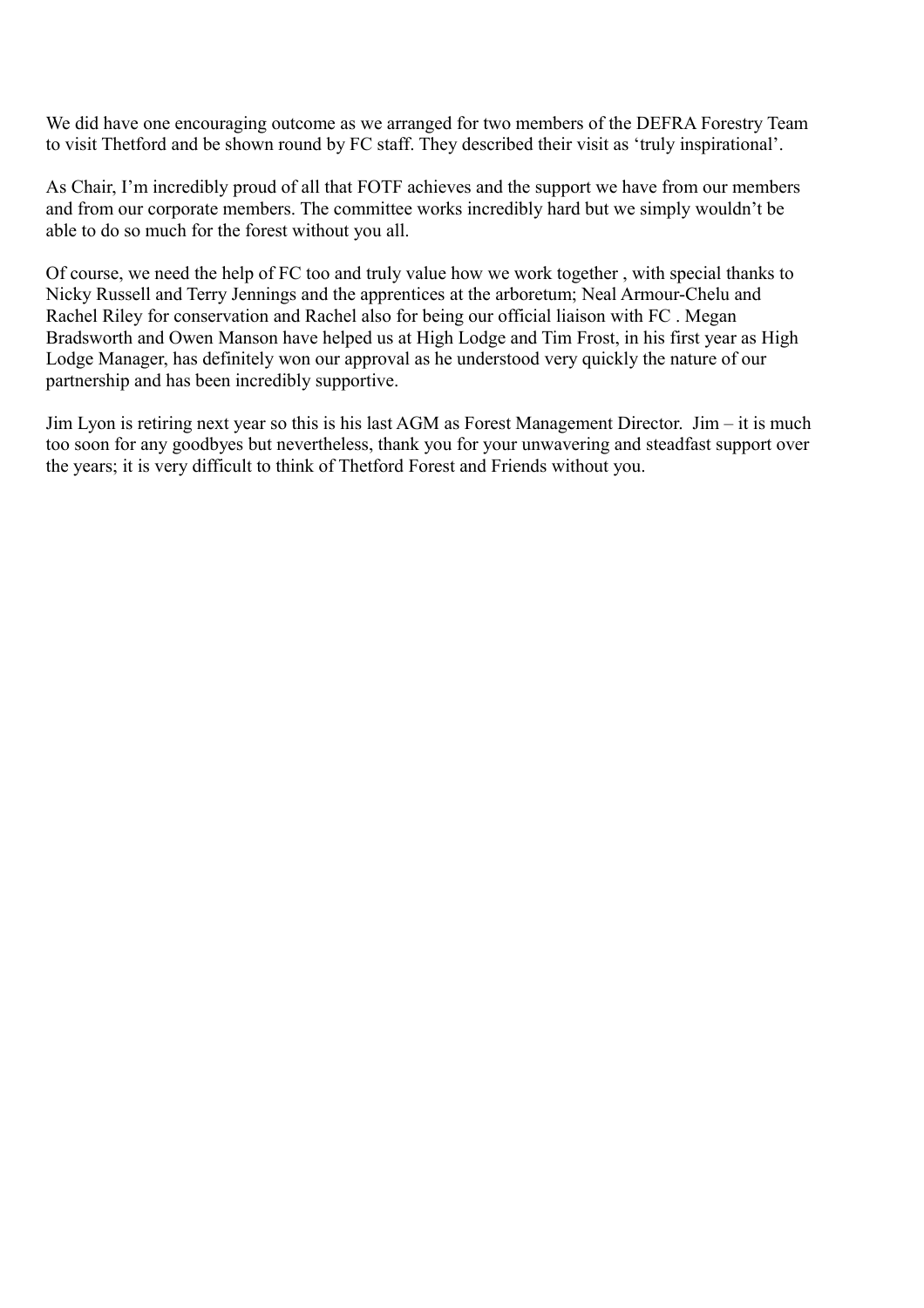We did have one encouraging outcome as we arranged for two members of the DEFRA Forestry Team to visit Thetford and be shown round by FC staff. They described their visit as 'truly inspirational'.

As Chair, I'm incredibly proud of all that FOTF achieves and the support we have from our members and from our corporate members. The committee works incredibly hard but we simply wouldn't be able to do so much for the forest without you all.

Of course, we need the help of FC too and truly value how we work together , with special thanks to Nicky Russell and Terry Jennings and the apprentices at the arboretum; Neal Armour-Chelu and Rachel Riley for conservation and Rachel also for being our official liaison with FC . Megan Bradsworth and Owen Manson have helped us at High Lodge and Tim Frost, in his first year as High Lodge Manager, has definitely won our approval as he understood very quickly the nature of our partnership and has been incredibly supportive.

Jim Lyon is retiring next year so this is his last AGM as Forest Management Director. Jim – it is much too soon for any goodbyes but nevertheless, thank you for your unwavering and steadfast support over the years; it is very difficult to think of Thetford Forest and Friends without you.